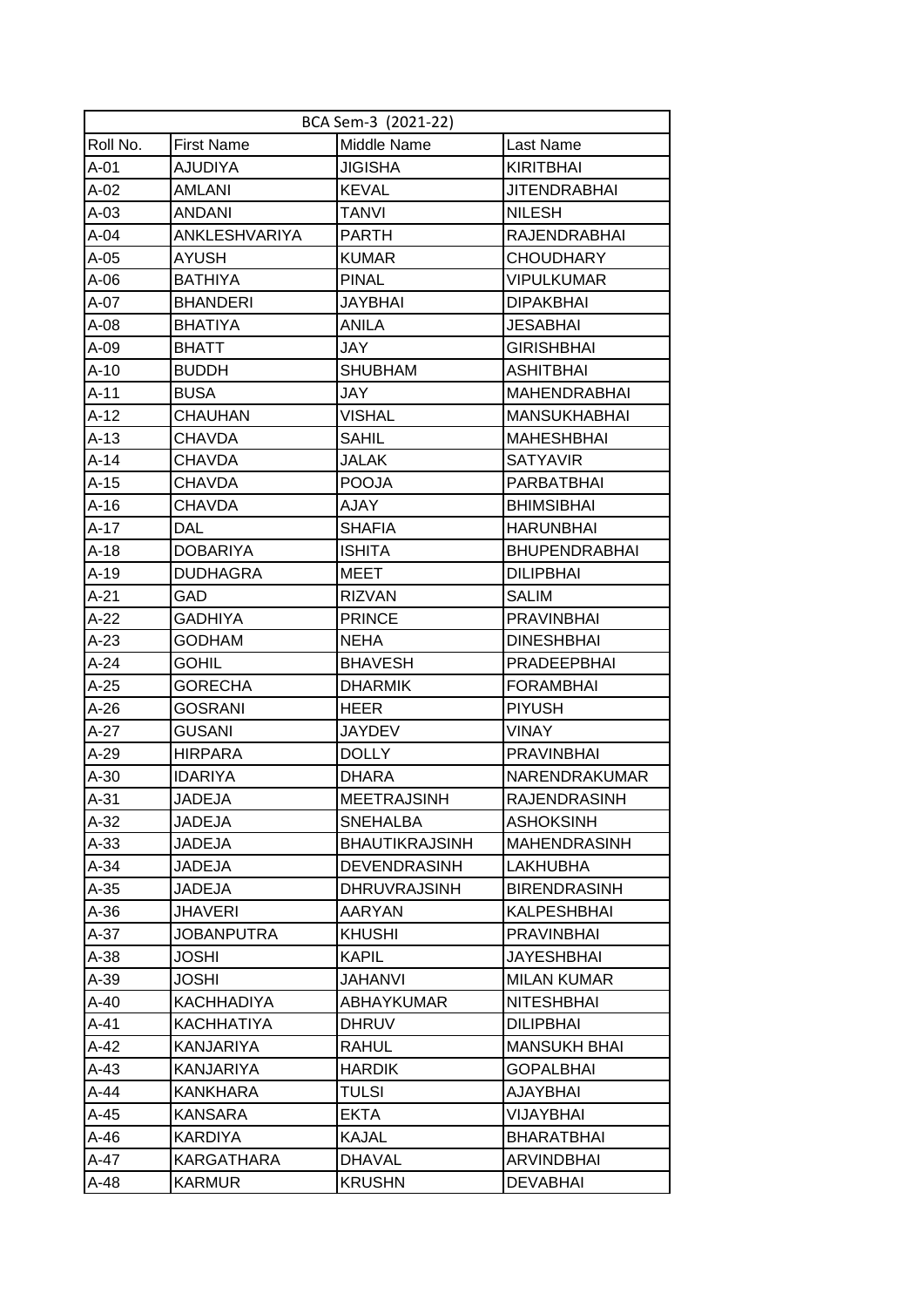| BCA Sem-3 (2021-22) | | | |
|---|---|---|---|
| Roll No. | First Name | Middle Name | Last Name |
| A-01 | AJUDIYA | JIGISHA | KIRITBHAI |
| A-02 | AMLANI | KEVAL | JITENDRABHAI |
| A-03 | ANDANI | TANVI | NILESH |
| A-04 | ANKLESHVARIYA | PARTH | RAJENDRABHAI |
| A-05 | AYUSH | KUMAR | CHOUDHARY |
| A-06 | BATHIYA | PINAL | VIPULKUMAR |
| A-07 | BHANDERI | JAYBHAI | DIPAKBHAI |
| A-08 | BHATIYA | ANILA | JESABHAI |
| A-09 | BHATT | JAY | GIRISHBHAI |
| A-10 | BUDDH | SHUBHAM | ASHITBHAI |
| A-11 | BUSA | JAY | MAHENDRABHAI |
| A-12 | CHAUHAN | VISHAL | MANSUKHABHAI |
| A-13 | CHAVDA | SAHIL | MAHESHBHAI |
| A-14 | CHAVDA | JALAK | SATYAVIR |
| A-15 | CHAVDA | POOJA | PARBATBHAI |
| A-16 | CHAVDA | AJAY | BHIMSIBHAI |
| A-17 | DAL | SHAFIA | HARUNBHAI |
| A-18 | DOBARIYA | ISHITA | BHUPENDRABHAI |
| A-19 | DUDHAGRA | MEET | DILIPBHAI |
| A-21 | GAD | RIZVAN | SALIM |
| A-22 | GADHIYA | PRINCE | PRAVINBHAI |
| A-23 | GODHAM | NEHA | DINESHBHAI |
| A-24 | GOHIL | BHAVESH | PRADEEPBHAI |
| A-25 | GORECHA | DHARMIK | FORAMBHAI |
| A-26 | GOSRANI | HEER | PIYUSH |
| A-27 | GUSANI | JAYDEV | VINAY |
| A-29 | HIRPARA | DOLLY | PRAVINBHAI |
| A-30 | IDARIYA | DHARA | NARENDRAKUMAR |
| A-31 | JADEJA | MEETRAJSINH | RAJENDRASINH |
| A-32 | JADEJA | SNEHALBA | ASHOKSINH |
| A-33 | JADEJA | BHAUTIKRAJSINH | MAHENDRASINH |
| A-34 | JADEJA | DEVENDRASINH | LAKHUBHA |
| A-35 | JADEJA | DHRUVRAJSINH | BIRENDRASINH |
| A-36 | JHAVERI | AARYAN | KALPESHBHAI |
| A-37 | JOBANPUTRA | KHUSHI | PRAVINBHAI |
| A-38 | JOSHI | KAPIL | JAYESHBHAI |
| A-39 | JOSHI | JAHANVI | MILAN KUMAR |
| A-40 | KACHHADIYA | ABHAYKUMAR | NITESHBHAI |
| A-41 | KACHHATIYA | DHRUV | DILIPBHAI |
| A-42 | KANJARIYA | RAHUL | MANSUKH BHAI |
| A-43 | KANJARIYA | HARDIK | GOPALBHAI |
| A-44 | KANKHARA | TULSI | AJAYBHAI |
| A-45 | KANSARA | EKTA | VIJAYBHAI |
| A-46 | KARDIYA | KAJAL | BHARATBHAI |
| A-47 | KARGATHARA | DHAVAL | ARVINDBHAI |
| A-48 | KARMUR | KRUSHN | DEVABHAI |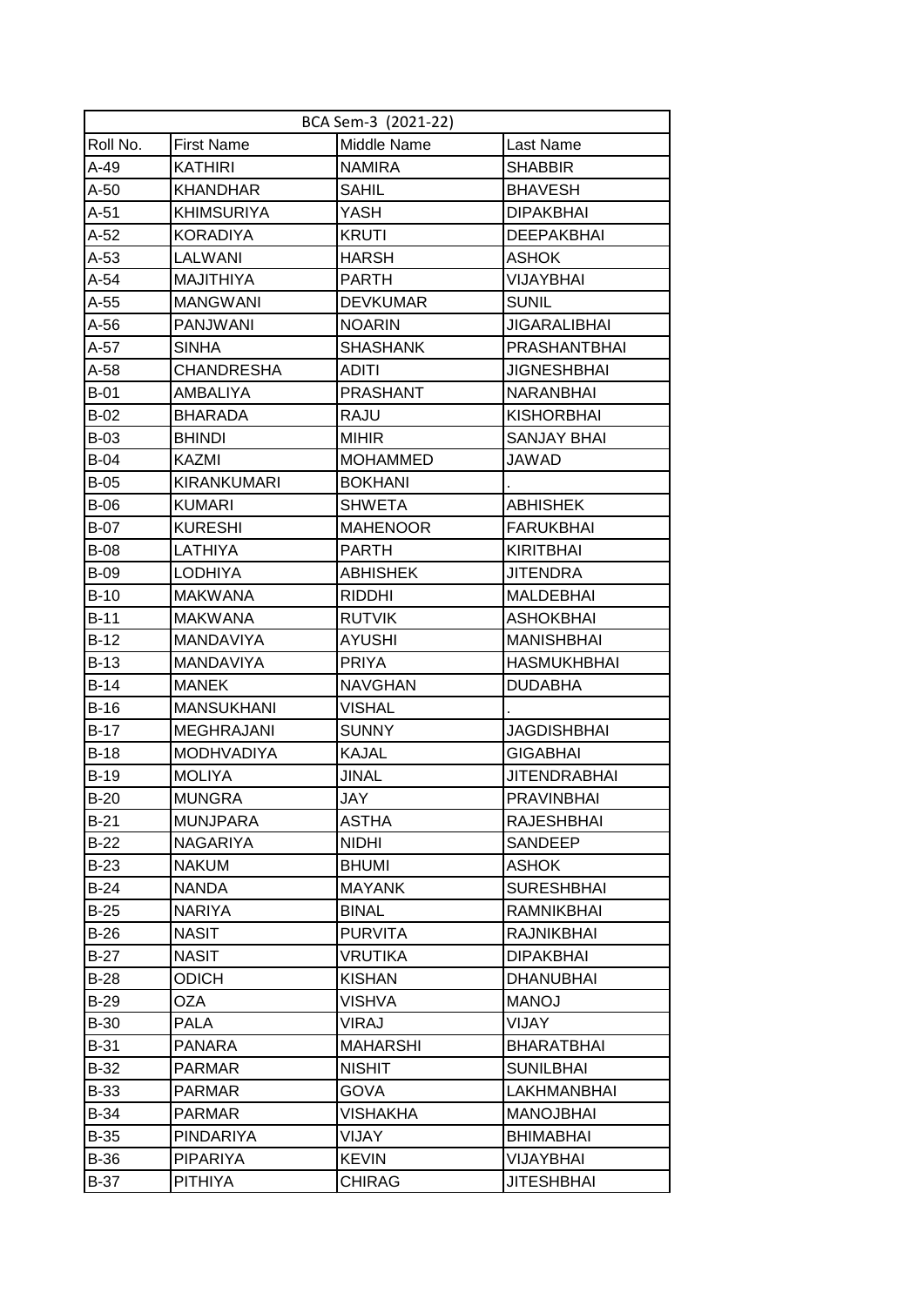| BCA Sem-3 (2021-22) | | | |
|---|---|---|---|
| Roll No. | First Name | Middle Name | Last Name |
| A-49 | KATHIRI | NAMIRA | SHABBIR |
| A-50 | KHANDHAR | SAHIL | BHAVESH |
| A-51 | KHIMSURIYA | YASH | DIPAKBHAI |
| A-52 | KORADIYA | KRUTI | DEEPAKBHAI |
| A-53 | LALWANI | HARSH | ASHOK |
| A-54 | MAJITHIYA | PARTH | VIJAYBHAI |
| A-55 | MANGWANI | DEVKUMAR | SUNIL |
| A-56 | PANJWANI | NOARIN | JIGARALIBHAI |
| A-57 | SINHA | SHASHANK | PRASHANTBHAI |
| A-58 | CHANDRESHA | ADITI | JIGNESHBHAI |
| B-01 | AMBALIYA | PRASHANT | NARANBHAI |
| B-02 | BHARADA | RAJU | KISHORBHAI |
| B-03 | BHINDI | MIHIR | SANJAY BHAI |
| B-04 | KAZMI | MOHAMMED | JAWAD |
| B-05 | KIRANKUMARI | BOKHANI | . |
| B-06 | KUMARI | SHWETA | ABHISHEK |
| B-07 | KURESHI | MAHENOOR | FARUKBHAI |
| B-08 | LATHIYA | PARTH | KIRITBHAI |
| B-09 | LODHIYA | ABHISHEK | JITENDRA |
| B-10 | MAKWANA | RIDDHI | MALDEBHAI |
| B-11 | MAKWANA | RUTVIK | ASHOKBHAI |
| B-12 | MANDAVIYA | AYUSHI | MANISHBHAI |
| B-13 | MANDAVIYA | PRIYA | HASMUKHBHAI |
| B-14 | MANEK | NAVGHAN | DUDABHA |
| B-16 | MANSUKHANI | VISHAL | . |
| B-17 | MEGHRAJANI | SUNNY | JAGDISHBHAI |
| B-18 | MODHVADIYA | KAJAL | GIGABHAI |
| B-19 | MOLIYA | JINAL | JITENDRABHAI |
| B-20 | MUNGRA | JAY | PRAVINBHAI |
| B-21 | MUNJPARA | ASTHA | RAJESHBHAI |
| B-22 | NAGARIYA | NIDHI | SANDEEP |
| B-23 | NAKUM | BHUMI | ASHOK |
| B-24 | NANDA | MAYANK | SURESHBHAI |
| B-25 | NARIYA | BINAL | RAMNIKBHAI |
| B-26 | NASIT | PURVITA | RAJNIKBHAI |
| B-27 | NASIT | VRUTIKA | DIPAKBHAI |
| B-28 | ODICH | KISHAN | DHANUBHAI |
| B-29 | OZA | VISHVA | MANOJ |
| B-30 | PALA | VIRAJ | VIJAY |
| B-31 | PANARA | MAHARSHI | BHARATBHAI |
| B-32 | PARMAR | NISHIT | SUNILBHAI |
| B-33 | PARMAR | GOVA | LAKHMANBHAI |
| B-34 | PARMAR | VISHAKHA | MANOJBHAI |
| B-35 | PINDARIYA | VIJAY | BHIMABHAI |
| B-36 | PIPARIYA | KEVIN | VIJAYBHAI |
| B-37 | PITHIYA | CHIRAG | JITESHBHAI |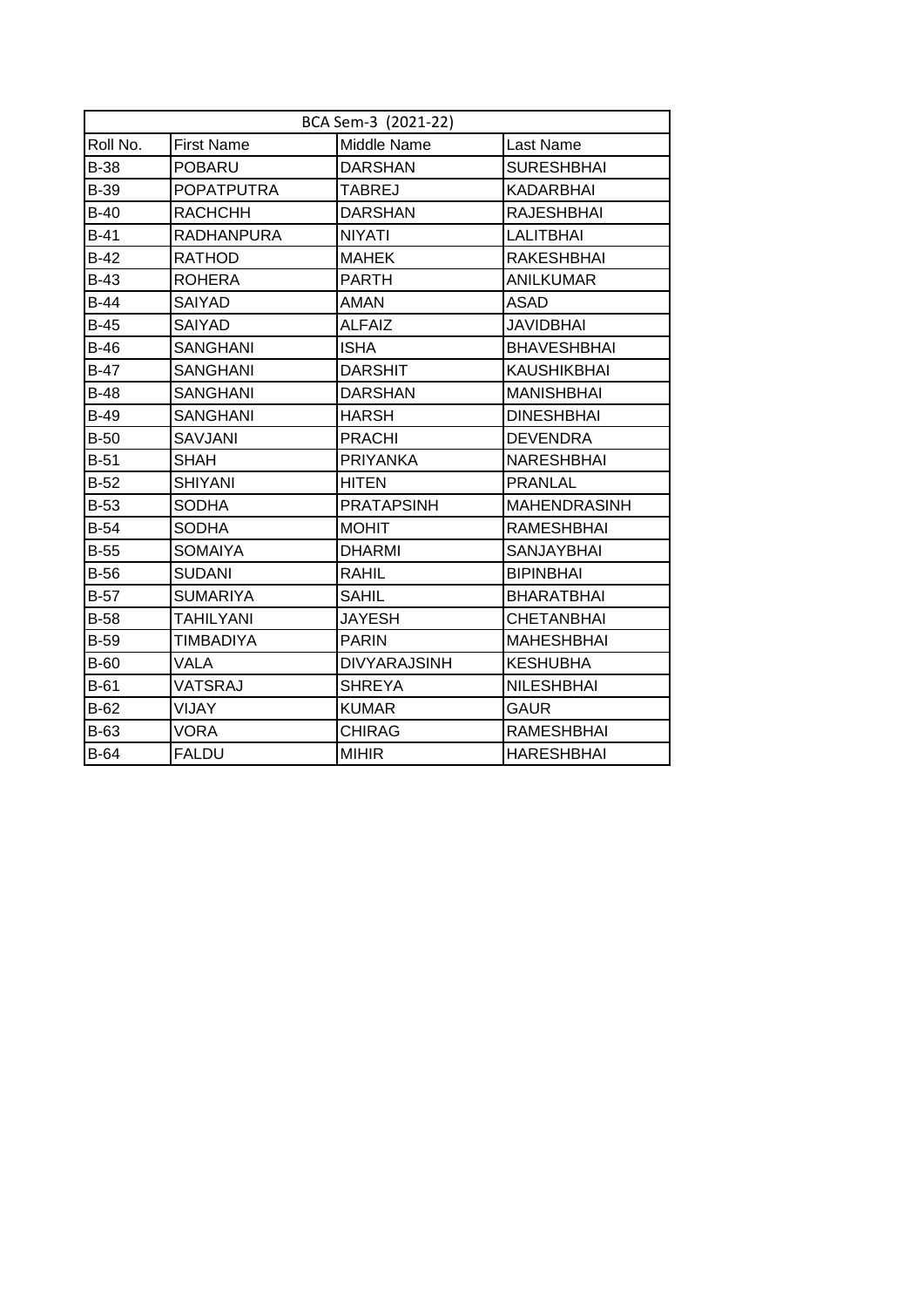| BCA Sem-3 (2021-22) | | | |
|---|---|---|---|
| Roll No. | First Name | Middle Name | Last Name |
| B-38 | POBARU | DARSHAN | SURESHBHAI |
| B-39 | POPATPUTRA | TABREJ | KADARBHAI |
| B-40 | RACHCHH | DARSHAN | RAJESHBHAI |
| B-41 | RADHANPURA | NIYATI | LALITBHAI |
| B-42 | RATHOD | MAHEK | RAKESHBHAI |
| B-43 | ROHERA | PARTH | ANILKUMAR |
| B-44 | SAIYAD | AMAN | ASAD |
| B-45 | SAIYAD | ALFAIZ | JAVIDBHAI |
| B-46 | SANGHANI | ISHA | BHAVESHBHAI |
| B-47 | SANGHANI | DARSHIT | KAUSHIKBHAI |
| B-48 | SANGHANI | DARSHAN | MANISHBHAI |
| B-49 | SANGHANI | HARSH | DINESHBHAI |
| B-50 | SAVJANI | PRACHI | DEVENDRA |
| B-51 | SHAH | PRIYANKA | NARESHBHAI |
| B-52 | SHIYANI | HITEN | PRANLAL |
| B-53 | SODHA | PRATAPSINH | MAHENDRASINH |
| B-54 | SODHA | MOHIT | RAMESHBHAI |
| B-55 | SOMAIYA | DHARMI | SANJAYBHAI |
| B-56 | SUDANI | RAHIL | BIPINBHAI |
| B-57 | SUMARIYA | SAHIL | BHARATBHAI |
| B-58 | TAHILYANI | JAYESH | CHETANBHAI |
| B-59 | TIMBADIYA | PARIN | MAHESHBHAI |
| B-60 | VALA | DIVYARAJSINH | KESHUBHA |
| B-61 | VATSRAJ | SHREYA | NILESHBHAI |
| B-62 | VIJAY | KUMAR | GAUR |
| B-63 | VORA | CHIRAG | RAMESHBHAI |
| B-64 | FALDU | MIHIR | HARESHBHAI |